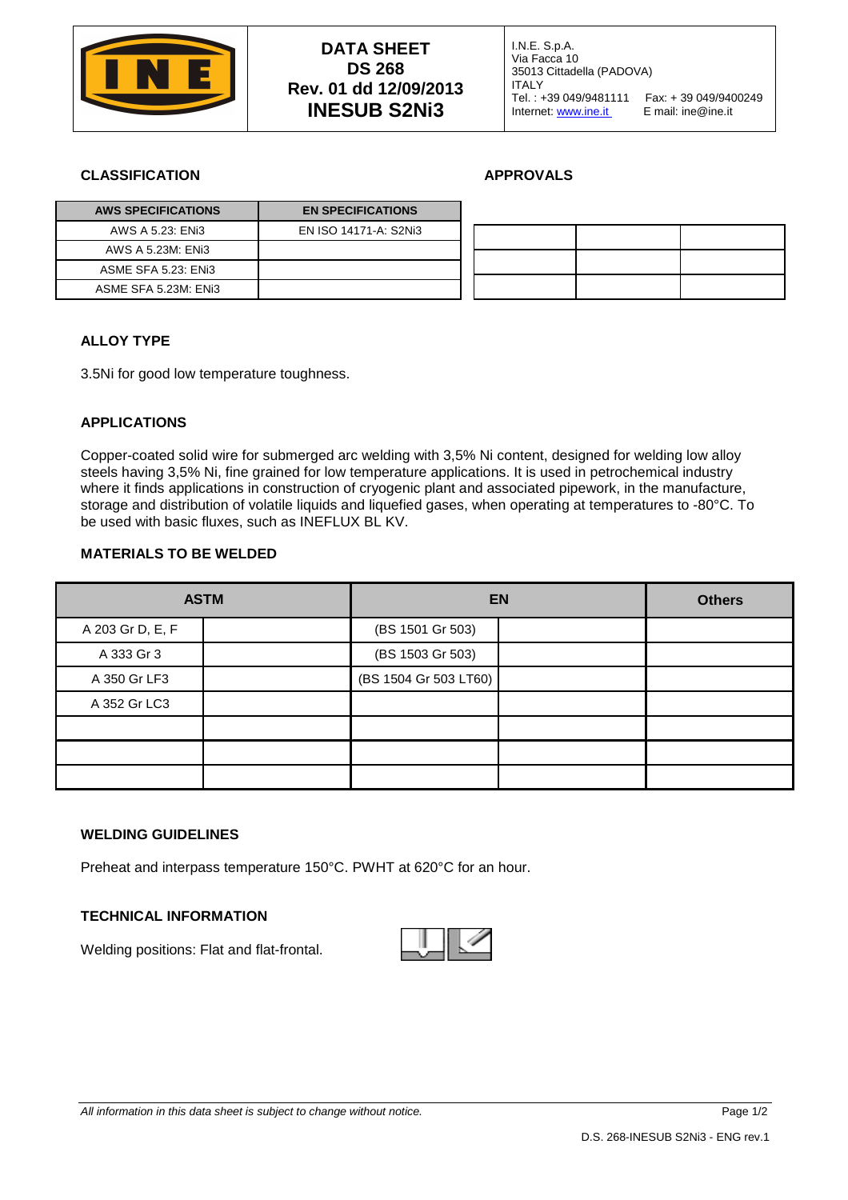| | DATA SHEET<br>DS 268<br>Rev. 01 dd 12/09/2013<br>INESUB S2Ni3 | I.N.E. S.p.A.<br>Via Facca 10<br>35013 Cittadella (PADOVA)<br>ITALY<br>Tel. : +39 049/9481111 Fax: + 39 049/9400249<br>Internet: www.ine.it E mail: ine@ine.it |
|---|---|---|

## CLASSIFICATION

| AWS SPECIFICATIONS | EN SPECIFICATIONS |
|---|---|
| AWS A 5.23: ENi3 | EN ISO 14171-A: S2Ni3 |
| AWS A 5.23M: ENi3 | |
| ASME SFA 5.23: ENi3 | |
| ASME SFA 5.23M: ENi3 | |

## APPROVALS

| | | |
|---|---|---|
| | | |
| | | |
| | | |

## ALLOY TYPE

3.5Ni for good low temperature toughness.

## APPLICATIONS

Copper-coated solid wire for submerged arc welding with 3,5% Ni content, designed for welding low alloy steels having 3,5% Ni, fine grained for low temperature applications. It is used in petrochemical industry where it finds applications in construction of cryogenic plant and associated pipework, in the manufacture, storage and distribution of volatile liquids and liquefied gases, when operating at temperatures to -80°C. To be used with basic fluxes, such as INEFLUX BL KV.

## MATERIALS TO BE WELDED

| ASTM | | EN | | Others |
|---|---|---|---|---|
| A 203 Gr D, E, F | | (BS 1501 Gr 503) | | |
| A 333 Gr 3 | | (BS 1503 Gr 503) | | |
| A 350 Gr LF3 | | (BS 1504 Gr 503 LT60) | | |
| A 352 Gr LC3 | | | | |
| | | | | |
| | | | | |
| | | | | |

## WELDING GUIDELINES

Preheat and interpass temperature 150°C. PWHT at 620°C for an hour.

## TECHNICAL INFORMATION

Welding positions: Flat and flat-frontal.

*All information in this data sheet is subject to change without notice.*

D.S. 268-INESUB S2Ni3 - ENG rev.1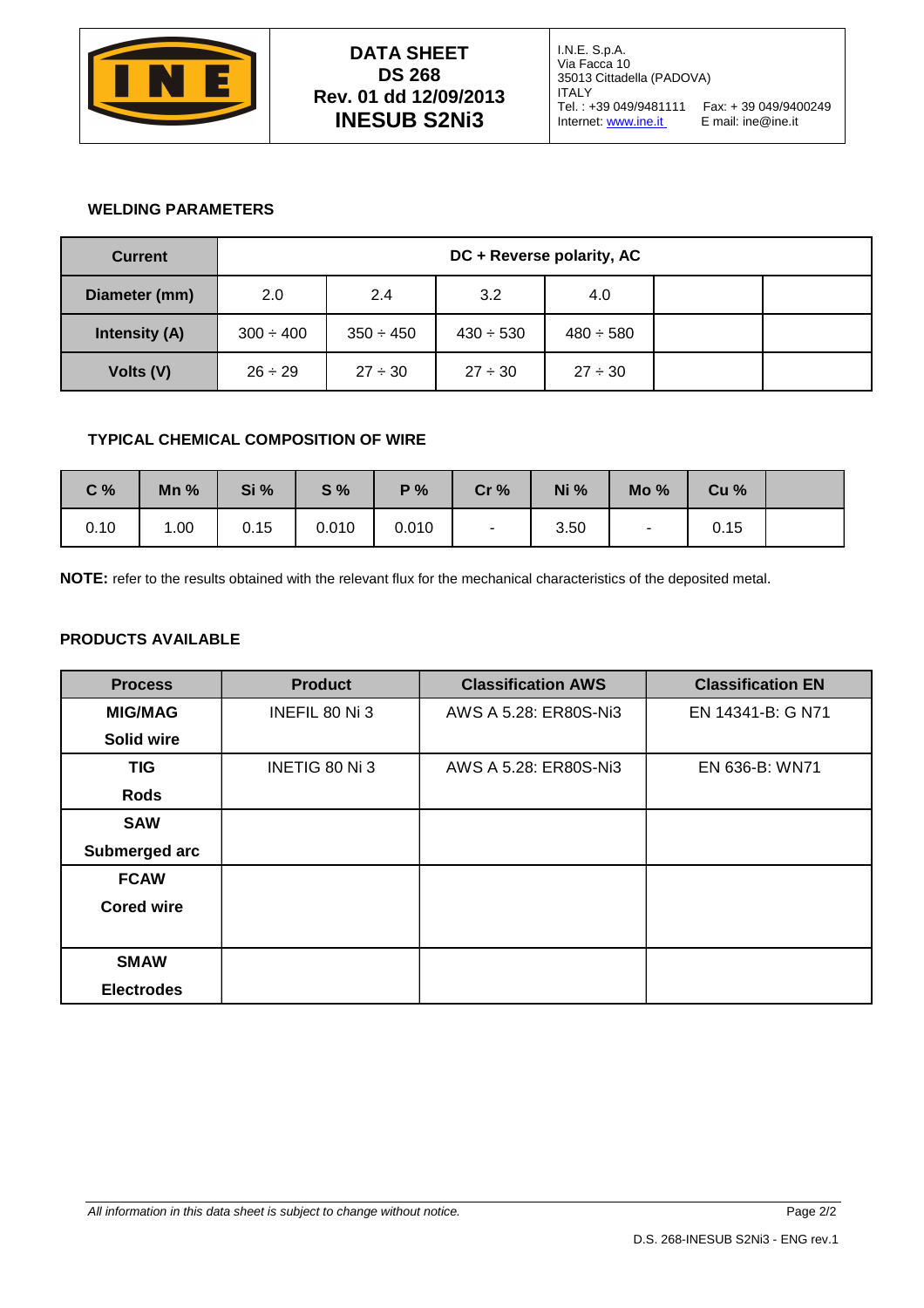| | | |
|---|---|---|
| | **DATA SHEET DS 268 Rev. 01 dd 12/09/2013 INESUB S2Ni3** | I.N.E. S.p.A. Via Facca 10 35013 Cittadella (PADOVA) ITALY Tel. : +39 049/9481111 Fax: + 39 049/9400249 Internet: www.ine.it E mail: ine@ine.it |

### WELDING PARAMETERS

| Current | DC + Reverse polarity, AC | | | | | |
|---|---|---|---|---|---|---|
| **Diameter (mm)** | 2.0 | 2.4 | 3.2 | 4.0 | | |
| **Intensity (A)** | 300 ÷ 400 | 350 ÷ 450 | 430 ÷ 530 | 480 ÷ 580 | | |
| **Volts (V)** | 26 ÷ 29 | 27 ÷ 30 | 27 ÷ 30 | 27 ÷ 30 | | |

### TYPICAL CHEMICAL COMPOSITION OF WIRE

| C % | Mn % | Si % | S % | P % | Cr % | Ni % | Mo % | Cu % | |
|---|---|---|---|---|---|---|---|---|---|
| 0.10 | 1.00 | 0.15 | 0.010 | 0.010 | - | 3.50 | - | 0.15 | |

**NOTE:** refer to the results obtained with the relevant flux for the mechanical characteristics of the deposited metal.

### PRODUCTS AVAILABLE

| Process | Product | Classification AWS | Classification EN |
|---|---|---|---|
| **MIG/MAG Solid wire** | INEFIL 80 Ni 3 | AWS A 5.28: ER80S-Ni3 | EN 14341-B: G N71 |
| **TIG Rods** | INETIG 80 Ni 3 | AWS A 5.28: ER80S-Ni3 | EN 636-B: WN71 |
| **SAW Submerged arc** | | | |
| **FCAW Cored wire** | | | |
| **SMAW Electrodes** | | | |

*All information in this data sheet is subject to change without notice.*

D.S. 268-INESUB S2Ni3 - ENG rev.1